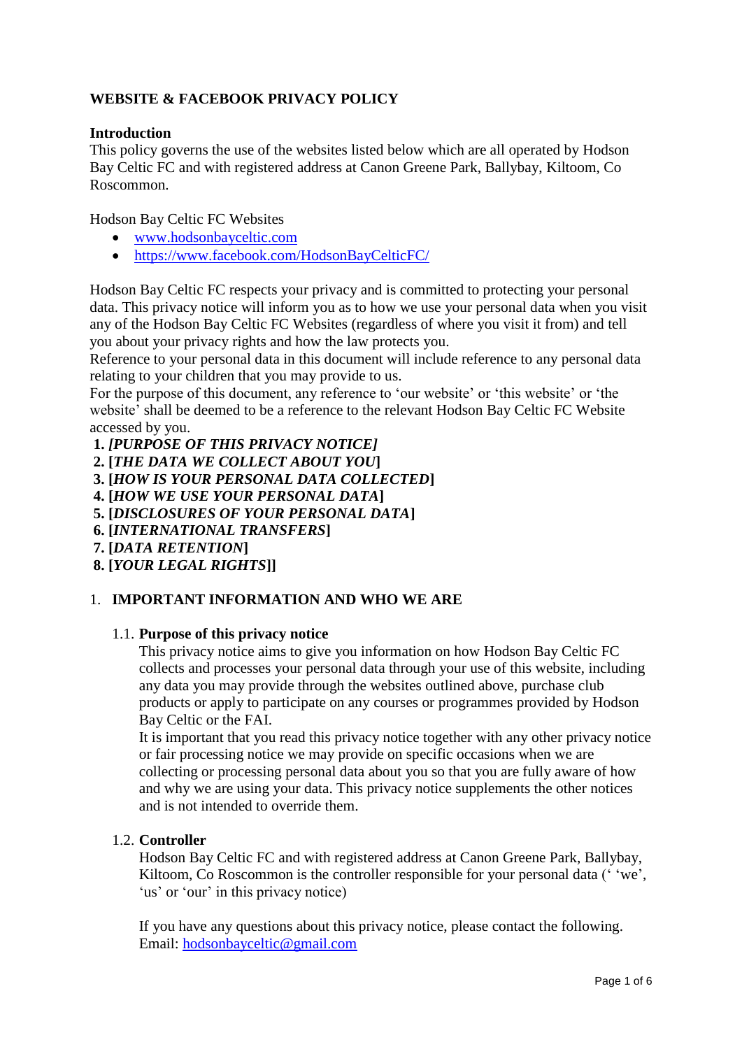**WEBSITE & FACEBOOK PRIVACY POLICY**

**Introduction**

This policy governs the use of the websites listed below which are all operated by Hodson Bay Celtic FC and with registered address at Canon Greene Park, Ballybay, Kiltoom, Co Roscommon.

Hodson Bay Celtic FC Websites

- www.hodsonbayceltic.com
- https://www.facebook.com/HodsonBayCelticFC/

Hodson Bay Celtic FC respects your privacy and is committed to protecting your personal data. This privacy notice will inform you as to how we use your personal data when you visit any of the Hodson Bay Celtic FC Websites (regardless of where you visit it from) and tell you about your privacy rights and how the law protects you.

Reference to your personal data in this document will include reference to any personal data relating to your children that you may provide to us.

For the purpose of this document, any reference to 'our website' or 'this website' or 'the website' shall be deemed to be a reference to the relevant Hodson Bay Celtic FC Website accessed by you.

1. ***[PURPOSE OF THIS PRIVACY NOTICE]***
2. **[*THE DATA WE COLLECT ABOUT YOU*]**
3. **[*HOW IS YOUR PERSONAL DATA COLLECTED*]**
4. **[*HOW WE USE YOUR PERSONAL DATA*]**
5. **[*DISCLOSURES OF YOUR PERSONAL DATA*]**
6. **[*INTERNATIONAL TRANSFERS*]**
7. **[*DATA RETENTION*]**
8. **[*YOUR LEGAL RIGHTS*]]**

## 1. IMPORTANT INFORMATION AND WHO WE ARE

### 1.1. Purpose of this privacy notice

This privacy notice aims to give you information on how Hodson Bay Celtic FC collects and processes your personal data through your use of this website, including any data you may provide through the websites outlined above, purchase club products or apply to participate on any courses or programmes provided by Hodson Bay Celtic or the FAI.

It is important that you read this privacy notice together with any other privacy notice or fair processing notice we may provide on specific occasions when we are collecting or processing personal data about you so that you are fully aware of how and why we are using your data. This privacy notice supplements the other notices and is not intended to override them.

### 1.2. Controller

Hodson Bay Celtic FC and with registered address at Canon Greene Park, Ballybay, Kiltoom, Co Roscommon is the controller responsible for your personal data (' 'we', 'us' or 'our' in this privacy notice)

If you have any questions about this privacy notice, please contact the following.
Email: hodsonbayceltic@gmail.com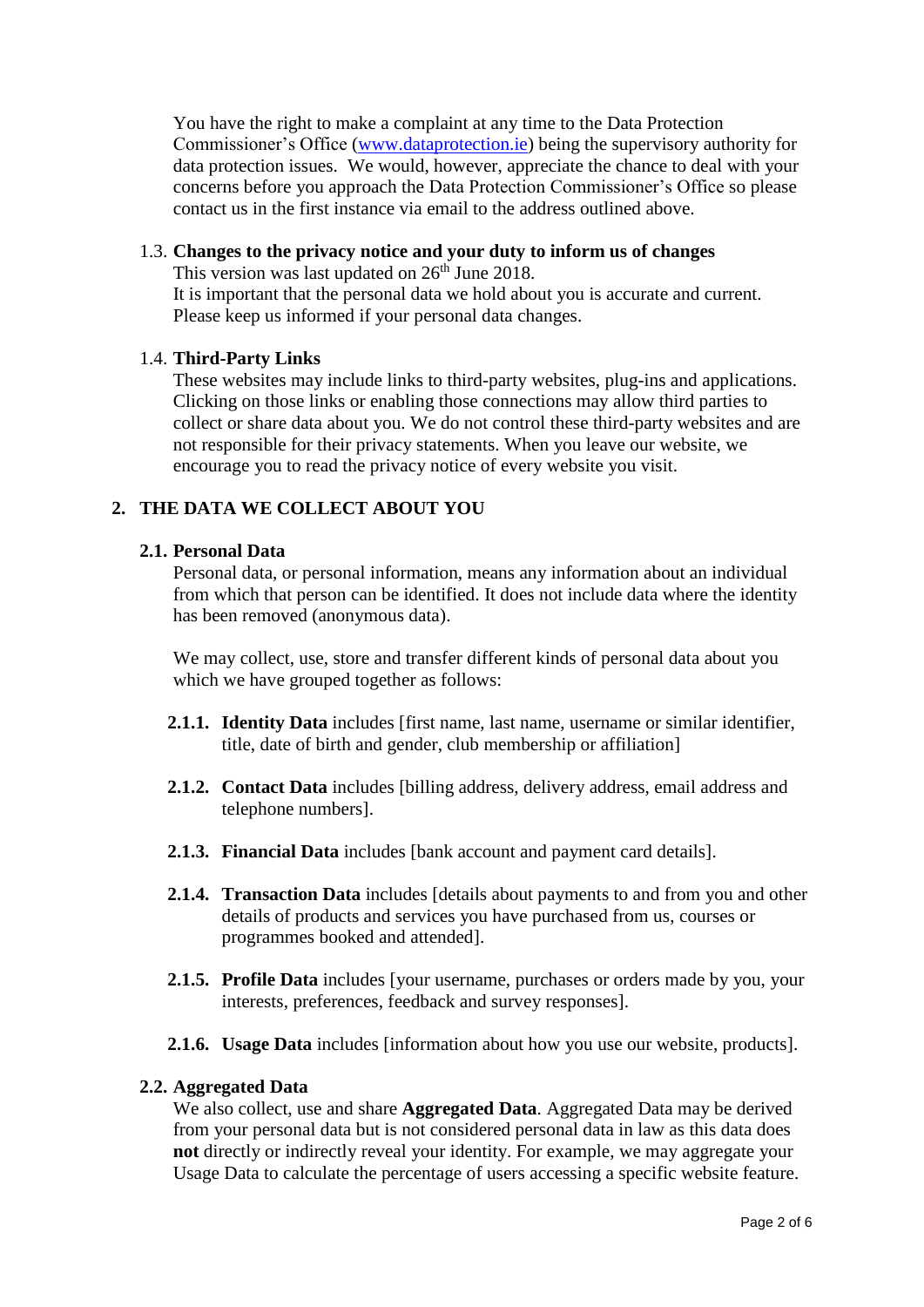You have the right to make a complaint at any time to the Data Protection Commissioner's Office ([www.dataprotection.ie](http://www.dataprotection.ie)) being the supervisory authority for data protection issues. We would, however, appreciate the chance to deal with your concerns before you approach the Data Protection Commissioner's Office so please contact us in the first instance via email to the address outlined above.

### 1.3. Changes to the privacy notice and your duty to inform us of changes

This version was last updated on 26th June 2018.
It is important that the personal data we hold about you is accurate and current. Please keep us informed if your personal data changes.

### 1.4. Third-Party Links

These websites may include links to third-party websites, plug-ins and applications. Clicking on those links or enabling those connections may allow third parties to collect or share data about you. We do not control these third-party websites and are not responsible for their privacy statements. When you leave our website, we encourage you to read the privacy notice of every website you visit.

## 2. THE DATA WE COLLECT ABOUT YOU

### 2.1. Personal Data

Personal data, or personal information, means any information about an individual from which that person can be identified. It does not include data where the identity has been removed (anonymous data).

We may collect, use, store and transfer different kinds of personal data about you which we have grouped together as follows:

**2.1.1. Identity Data** includes [first name, last name, username or similar identifier, title, date of birth and gender, club membership or affiliation]

**2.1.2. Contact Data** includes [billing address, delivery address, email address and telephone numbers].

**2.1.3. Financial Data** includes [bank account and payment card details].

**2.1.4. Transaction Data** includes [details about payments to and from you and other details of products and services you have purchased from us, courses or programmes booked and attended].

**2.1.5. Profile Data** includes [your username, purchases or orders made by you, your interests, preferences, feedback and survey responses].

**2.1.6. Usage Data** includes [information about how you use our website, products].

### 2.2. Aggregated Data

We also collect, use and share **Aggregated Data**. Aggregated Data may be derived from your personal data but is not considered personal data in law as this data does **not** directly or indirectly reveal your identity. For example, we may aggregate your Usage Data to calculate the percentage of users accessing a specific website feature.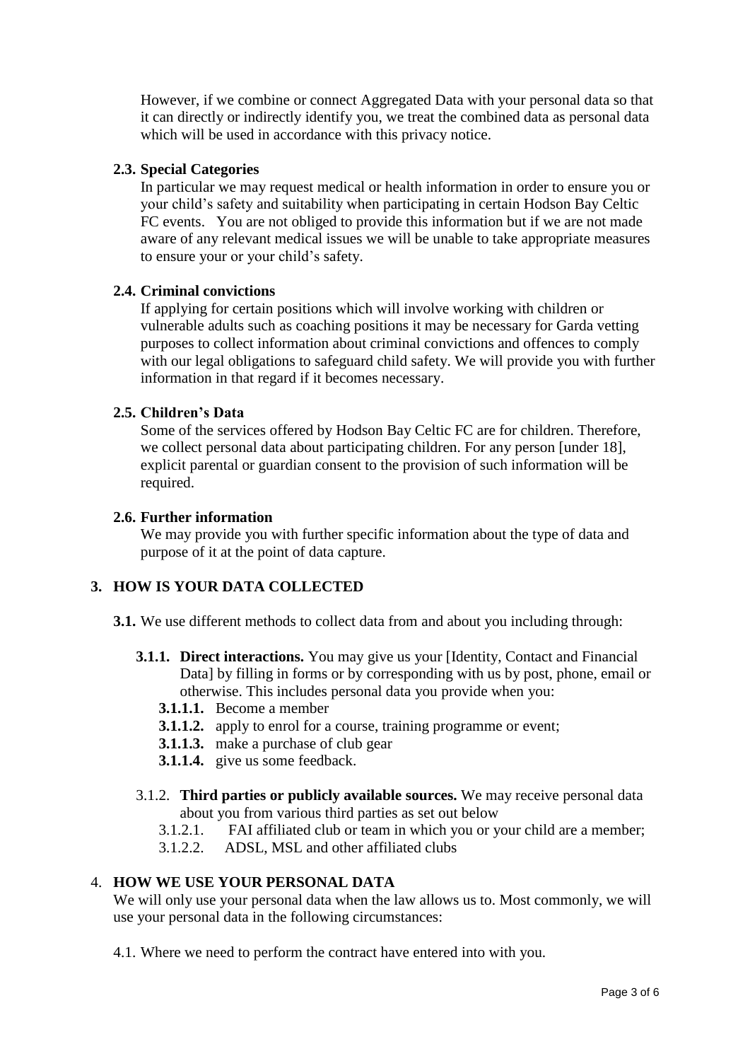However, if we combine or connect Aggregated Data with your personal data so that it can directly or indirectly identify you, we treat the combined data as personal data which will be used in accordance with this privacy notice.

### 2.3. Special Categories

In particular we may request medical or health information in order to ensure you or your child's safety and suitability when participating in certain Hodson Bay Celtic FC events. You are not obliged to provide this information but if we are not made aware of any relevant medical issues we will be unable to take appropriate measures to ensure your or your child's safety.

### 2.4. Criminal convictions

If applying for certain positions which will involve working with children or vulnerable adults such as coaching positions it may be necessary for Garda vetting purposes to collect information about criminal convictions and offences to comply with our legal obligations to safeguard child safety. We will provide you with further information in that regard if it becomes necessary.

### 2.5. Children's Data

Some of the services offered by Hodson Bay Celtic FC are for children. Therefore, we collect personal data about participating children. For any person [under 18], explicit parental or guardian consent to the provision of such information will be required.

### 2.6. Further information

We may provide you with further specific information about the type of data and purpose of it at the point of data capture.

## 3. HOW IS YOUR DATA COLLECTED

**3.1.** We use different methods to collect data from and about you including through:

**3.1.1. Direct interactions.** You may give us your [Identity, Contact and Financial Data] by filling in forms or by corresponding with us by post, phone, email or otherwise. This includes personal data you provide when you:

- **3.1.1.1.** Become a member
- **3.1.1.2.** apply to enrol for a course, training programme or event;
- **3.1.1.3.** make a purchase of club gear
- **3.1.1.4.** give us some feedback.

3.1.2. **Third parties or publicly available sources.** We may receive personal data about you from various third parties as set out below

- 3.1.2.1. FAI affiliated club or team in which you or your child are a member;
- 3.1.2.2. ADSL, MSL and other affiliated clubs

## 4. HOW WE USE YOUR PERSONAL DATA

We will only use your personal data when the law allows us to. Most commonly, we will use your personal data in the following circumstances:

4.1. Where we need to perform the contract have entered into with you.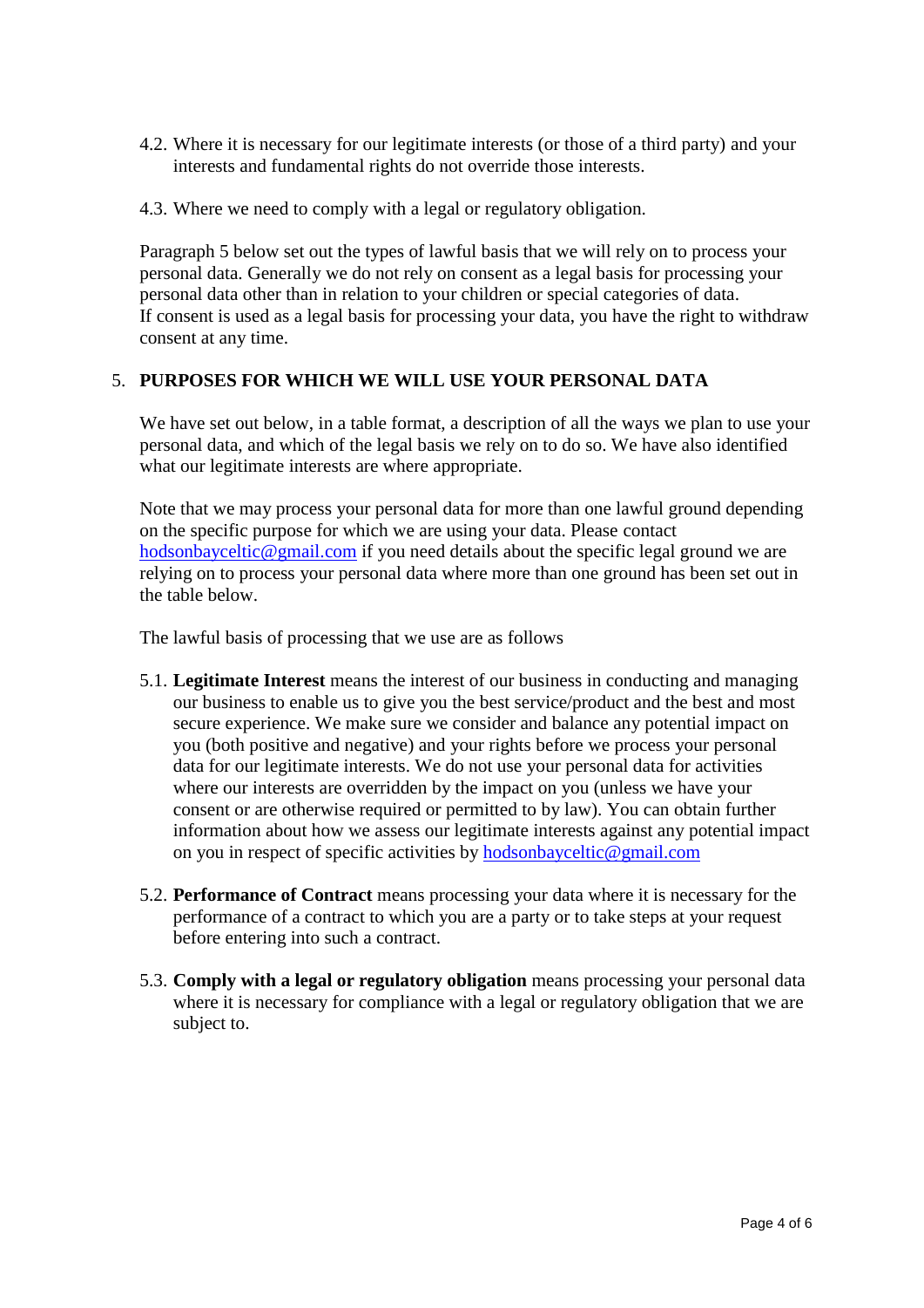4.2. Where it is necessary for our legitimate interests (or those of a third party) and your interests and fundamental rights do not override those interests.

4.3. Where we need to comply with a legal or regulatory obligation.

Paragraph 5 below set out the types of lawful basis that we will rely on to process your personal data. Generally we do not rely on consent as a legal basis for processing your personal data other than in relation to your children or special categories of data.
If consent is used as a legal basis for processing your data, you have the right to withdraw consent at any time.

## 5. PURPOSES FOR WHICH WE WILL USE YOUR PERSONAL DATA

We have set out below, in a table format, a description of all the ways we plan to use your personal data, and which of the legal basis we rely on to do so. We have also identified what our legitimate interests are where appropriate.

Note that we may process your personal data for more than one lawful ground depending on the specific purpose for which we are using your data. Please contact hodsonbayceltic@gmail.com if you need details about the specific legal ground we are relying on to process your personal data where more than one ground has been set out in the table below.

The lawful basis of processing that we use are as follows

5.1. **Legitimate Interest** means the interest of our business in conducting and managing our business to enable us to give you the best service/product and the best and most secure experience. We make sure we consider and balance any potential impact on you (both positive and negative) and your rights before we process your personal data for our legitimate interests. We do not use your personal data for activities where our interests are overridden by the impact on you (unless we have your consent or are otherwise required or permitted to by law). You can obtain further information about how we assess our legitimate interests against any potential impact on you in respect of specific activities by hodsonbayceltic@gmail.com

5.2. **Performance of Contract** means processing your data where it is necessary for the performance of a contract to which you are a party or to take steps at your request before entering into such a contract.

5.3. **Comply with a legal or regulatory obligation** means processing your personal data where it is necessary for compliance with a legal or regulatory obligation that we are subject to.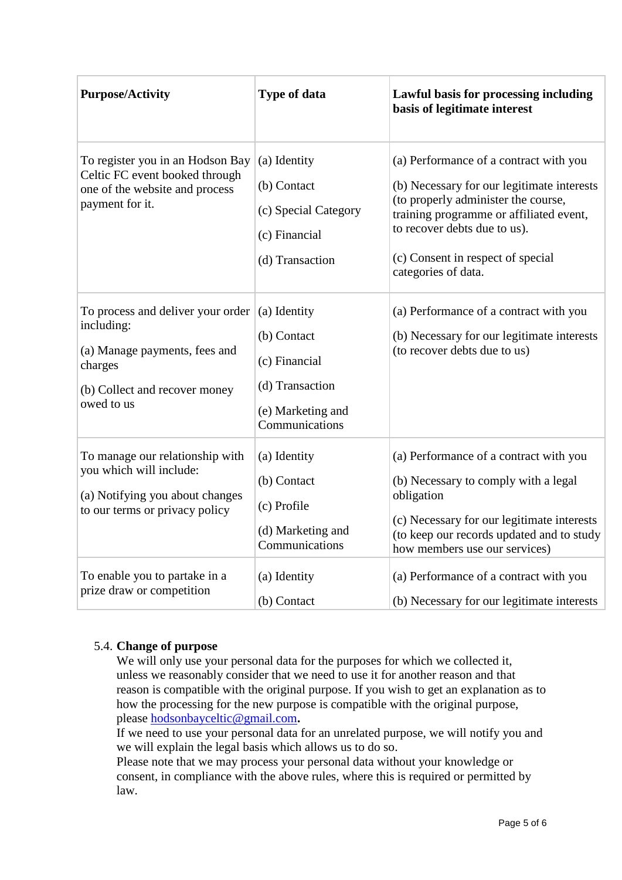| Purpose/Activity | Type of data | Lawful basis for processing including basis of legitimate interest |
|---|---|---|
| To register you in an Hodson Bay Celtic FC event booked through one of the website and process payment for it. | (a) Identity<br><br>(b) Contact<br><br>(c) Special Category<br><br>(c) Financial<br><br>(d) Transaction | (a) Performance of a contract with you<br><br>(b) Necessary for our legitimate interests (to properly administer the course, training programme or affiliated event, to recover debts due to us).<br><br>(c) Consent in respect of special categories of data. |
| To process and deliver your order including:<br><br>(a) Manage payments, fees and charges<br><br>(b) Collect and recover money owed to us | (a) Identity<br><br>(b) Contact<br><br>(c) Financial<br><br>(d) Transaction<br><br>(e) Marketing and Communications | (a) Performance of a contract with you<br><br>(b) Necessary for our legitimate interests (to recover debts due to us) |
| To manage our relationship with you which will include:<br><br>(a) Notifying you about changes to our terms or privacy policy | (a) Identity<br><br>(b) Contact<br><br>(c) Profile<br><br>(d) Marketing and Communications | (a) Performance of a contract with you<br><br>(b) Necessary to comply with a legal obligation<br><br>(c) Necessary for our legitimate interests (to keep our records updated and to study how members use our services) |
| To enable you to partake in a prize draw or competition | (a) Identity<br><br>(b) Contact | (a) Performance of a contract with you<br><br>(b) Necessary for our legitimate interests |

5.4. **Change of purpose**

We will only use your personal data for the purposes for which we collected it, unless we reasonably consider that we need to use it for another reason and that reason is compatible with the original purpose. If you wish to get an explanation as to how the processing for the new purpose is compatible with the original purpose, please [hodsonbayceltic@gmail.com](mailto:hodsonbayceltic@gmail.com).

If we need to use your personal data for an unrelated purpose, we will notify you and we will explain the legal basis which allows us to do so.

Please note that we may process your personal data without your knowledge or consent, in compliance with the above rules, where this is required or permitted by law.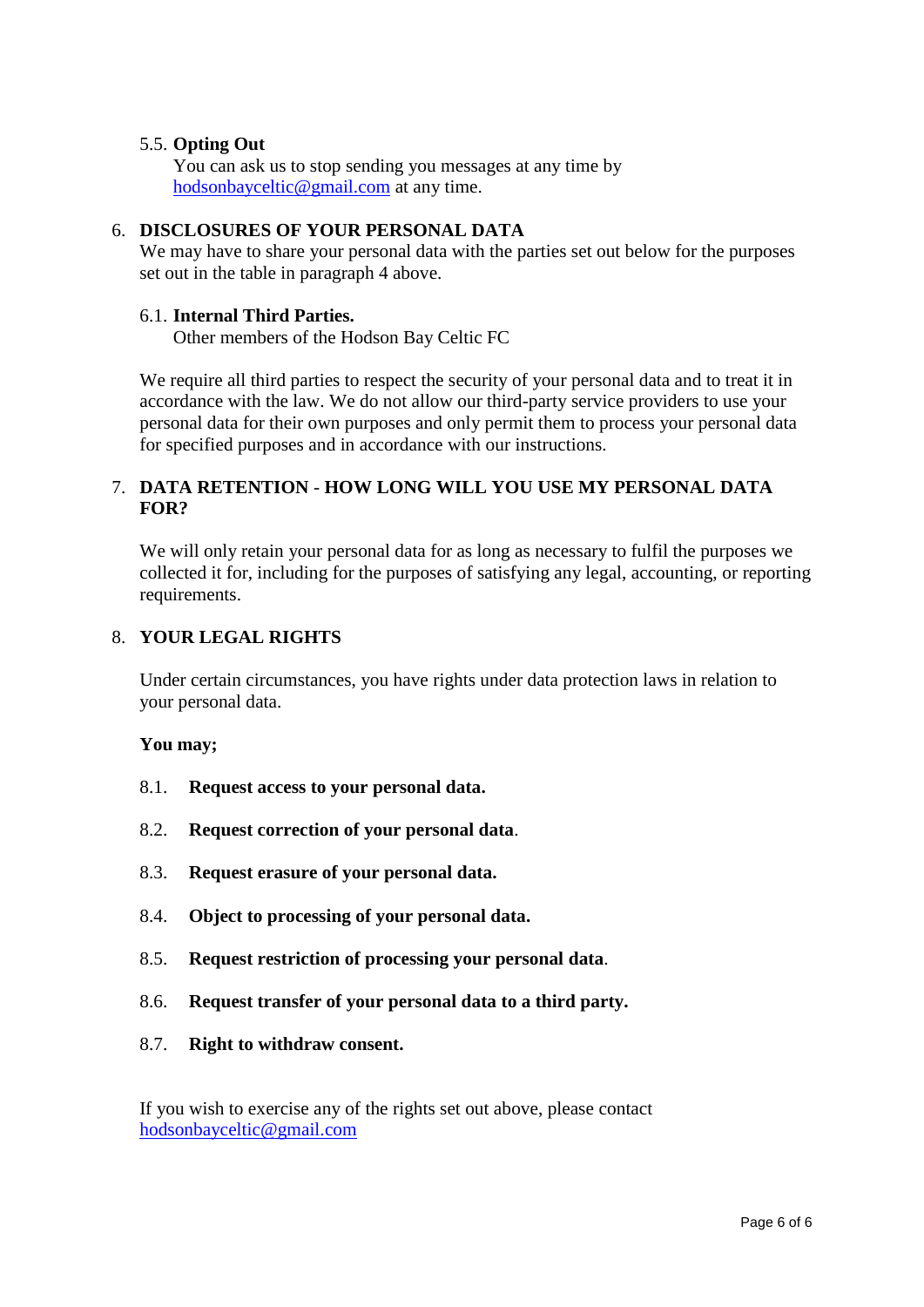### 5.5. Opting Out

You can ask us to stop sending you messages at any time by hodsonbayceltic@gmail.com at any time.

## 6. DISCLOSURES OF YOUR PERSONAL DATA

We may have to share your personal data with the parties set out below for the purposes set out in the table in paragraph 4 above.

### 6.1. Internal Third Parties.

Other members of the Hodson Bay Celtic FC

We require all third parties to respect the security of your personal data and to treat it in accordance with the law. We do not allow our third-party service providers to use your personal data for their own purposes and only permit them to process your personal data for specified purposes and in accordance with our instructions.

## 7. DATA RETENTION - HOW LONG WILL YOU USE MY PERSONAL DATA FOR?

We will only retain your personal data for as long as necessary to fulfil the purposes we collected it for, including for the purposes of satisfying any legal, accounting, or reporting requirements.

## 8. YOUR LEGAL RIGHTS

Under certain circumstances, you have rights under data protection laws in relation to your personal data.

**You may;**

8.1. **Request access to your personal data.**

8.2. **Request correction of your personal data**.

8.3. **Request erasure of your personal data.**

8.4. **Object to processing of your personal data.**

8.5. **Request restriction of processing your personal data**.

8.6. **Request transfer of your personal data to a third party.**

8.7. **Right to withdraw consent.**

If you wish to exercise any of the rights set out above, please contact hodsonbayceltic@gmail.com